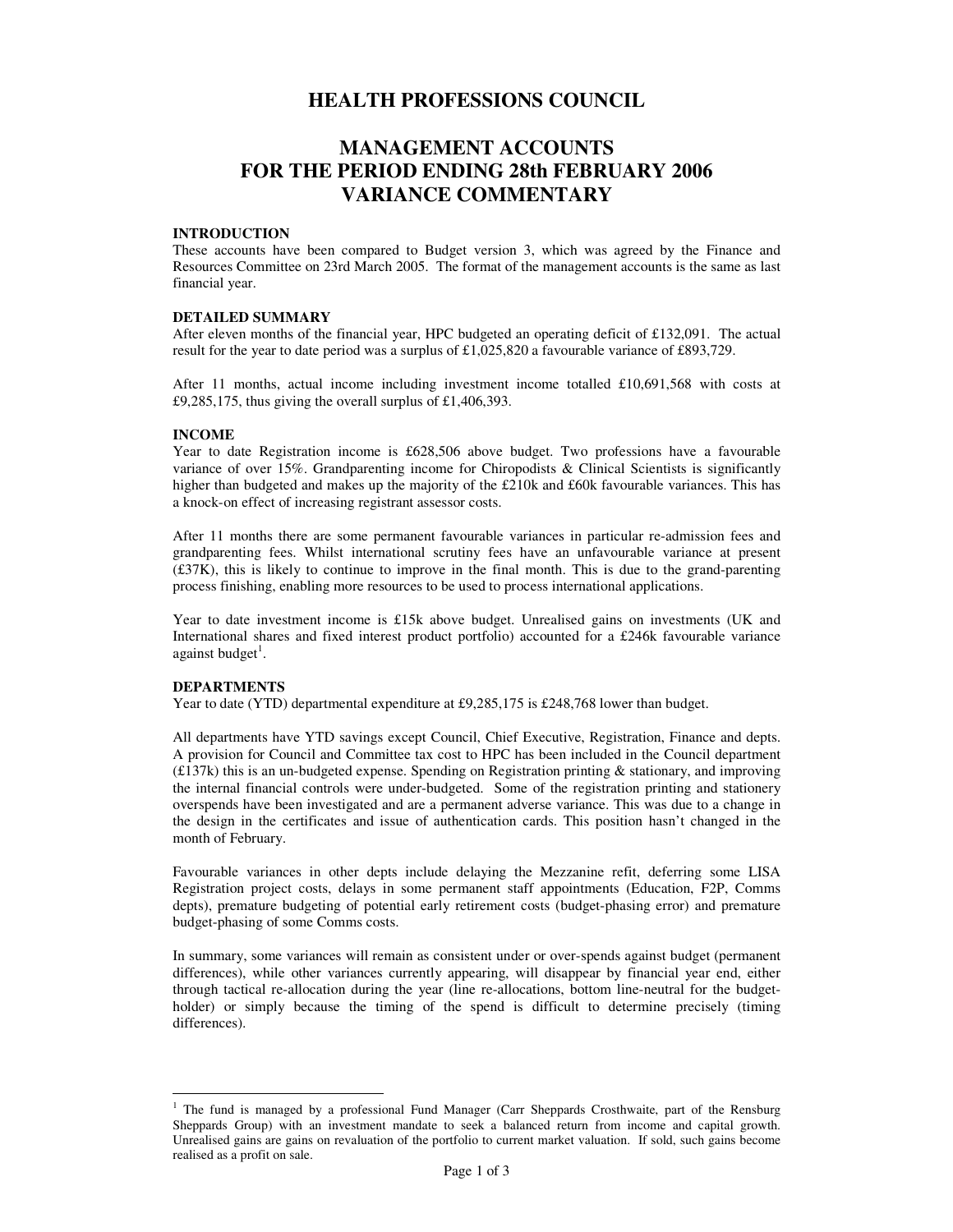# HEALTH PROFESSIONS COUNCIL

## MANAGEMENT ACCOUNTS
## FOR THE PERIOD ENDING 28th FEBRUARY 2006
## VARIANCE COMMENTARY

**INTRODUCTION**

These accounts have been compared to Budget version 3, which was agreed by the Finance and Resources Committee on 23rd March 2005. The format of the management accounts is the same as last financial year.

**DETAILED SUMMARY**

After eleven months of the financial year, HPC budgeted an operating deficit of £132,091. The actual result for the year to date period was a surplus of £1,025,820 a favourable variance of £893,729.

After 11 months, actual income including investment income totalled £10,691,568 with costs at £9,285,175, thus giving the overall surplus of £1,406,393.

**INCOME**

Year to date Registration income is £628,506 above budget. Two professions have a favourable variance of over 15%. Grandparenting income for Chiropodists & Clinical Scientists is significantly higher than budgeted and makes up the majority of the £210k and £60k favourable variances. This has a knock-on effect of increasing registrant assessor costs.

After 11 months there are some permanent favourable variances in particular re-admission fees and grandparenting fees. Whilst international scrutiny fees have an unfavourable variance at present (£37K), this is likely to continue to improve in the final month. This is due to the grand-parenting process finishing, enabling more resources to be used to process international applications.

Year to date investment income is £15k above budget. Unrealised gains on investments (UK and International shares and fixed interest product portfolio) accounted for a £246k favourable variance against budget[1].

**DEPARTMENTS**

Year to date (YTD) departmental expenditure at £9,285,175 is £248,768 lower than budget.

All departments have YTD savings except Council, Chief Executive, Registration, Finance and depts. A provision for Council and Committee tax cost to HPC has been included in the Council department (£137k) this is an un-budgeted expense. Spending on Registration printing & stationary, and improving the internal financial controls were under-budgeted. Some of the registration printing and stationery overspends have been investigated and are a permanent adverse variance. This was due to a change in the design in the certificates and issue of authentication cards. This position hasn't changed in the month of February.

Favourable variances in other depts include delaying the Mezzanine refit, deferring some LISA Registration project costs, delays in some permanent staff appointments (Education, F2P, Comms depts), premature budgeting of potential early retirement costs (budget-phasing error) and premature budget-phasing of some Comms costs.

In summary, some variances will remain as consistent under or over-spends against budget (permanent differences), while other variances currently appearing, will disappear by financial year end, either through tactical re-allocation during the year (line re-allocations, bottom line-neutral for the budget-holder) or simply because the timing of the spend is difficult to determine precisely (timing differences).

---

[1] The fund is managed by a professional Fund Manager (Carr Sheppards Crosthwaite, part of the Rensburg Sheppards Group) with an investment mandate to seek a balanced return from income and capital growth. Unrealised gains are gains on revaluation of the portfolio to current market valuation. If sold, such gains become realised as a profit on sale.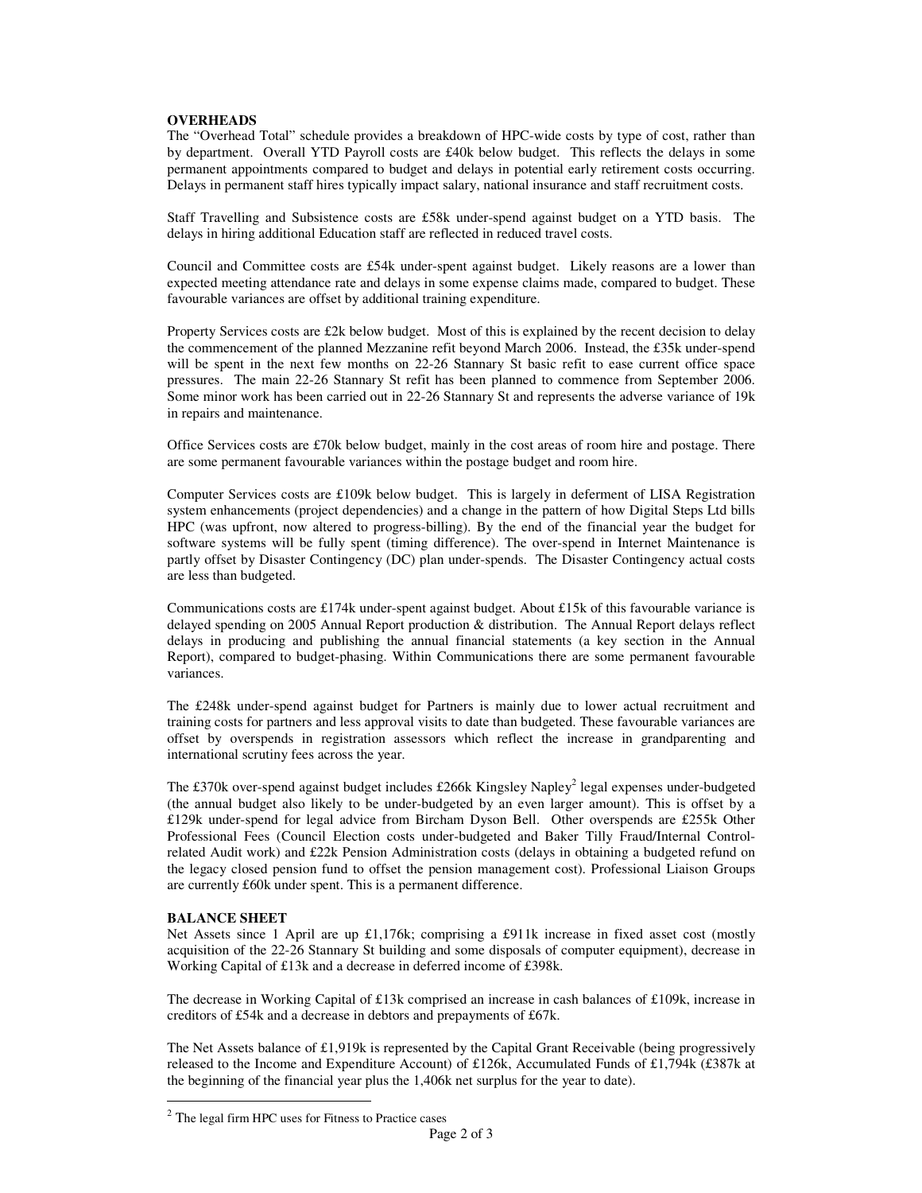**OVERHEADS**

The "Overhead Total" schedule provides a breakdown of HPC-wide costs by type of cost, rather than by department. Overall YTD Payroll costs are £40k below budget. This reflects the delays in some permanent appointments compared to budget and delays in potential early retirement costs occurring. Delays in permanent staff hires typically impact salary, national insurance and staff recruitment costs.

Staff Travelling and Subsistence costs are £58k under-spend against budget on a YTD basis. The delays in hiring additional Education staff are reflected in reduced travel costs.

Council and Committee costs are £54k under-spent against budget. Likely reasons are a lower than expected meeting attendance rate and delays in some expense claims made, compared to budget. These favourable variances are offset by additional training expenditure.

Property Services costs are £2k below budget. Most of this is explained by the recent decision to delay the commencement of the planned Mezzanine refit beyond March 2006. Instead, the £35k under-spend will be spent in the next few months on 22-26 Stannary St basic refit to ease current office space pressures. The main 22-26 Stannary St refit has been planned to commence from September 2006. Some minor work has been carried out in 22-26 Stannary St and represents the adverse variance of 19k in repairs and maintenance.

Office Services costs are £70k below budget, mainly in the cost areas of room hire and postage. There are some permanent favourable variances within the postage budget and room hire.

Computer Services costs are £109k below budget. This is largely in deferment of LISA Registration system enhancements (project dependencies) and a change in the pattern of how Digital Steps Ltd bills HPC (was upfront, now altered to progress-billing). By the end of the financial year the budget for software systems will be fully spent (timing difference). The over-spend in Internet Maintenance is partly offset by Disaster Contingency (DC) plan under-spends. The Disaster Contingency actual costs are less than budgeted.

Communications costs are £174k under-spent against budget. About £15k of this favourable variance is delayed spending on 2005 Annual Report production & distribution. The Annual Report delays reflect delays in producing and publishing the annual financial statements (a key section in the Annual Report), compared to budget-phasing. Within Communications there are some permanent favourable variances.

The £248k under-spend against budget for Partners is mainly due to lower actual recruitment and training costs for partners and less approval visits to date than budgeted. These favourable variances are offset by overspends in registration assessors which reflect the increase in grandparenting and international scrutiny fees across the year.

The £370k over-spend against budget includes £266k Kingsley Napley[2] legal expenses under-budgeted (the annual budget also likely to be under-budgeted by an even larger amount). This is offset by a £129k under-spend for legal advice from Bircham Dyson Bell. Other overspends are £255k Other Professional Fees (Council Election costs under-budgeted and Baker Tilly Fraud/Internal Control-related Audit work) and £22k Pension Administration costs (delays in obtaining a budgeted refund on the legacy closed pension fund to offset the pension management cost). Professional Liaison Groups are currently £60k under spent. This is a permanent difference.

**BALANCE SHEET**

Net Assets since 1 April are up £1,176k; comprising a £911k increase in fixed asset cost (mostly acquisition of the 22-26 Stannary St building and some disposals of computer equipment), decrease in Working Capital of £13k and a decrease in deferred income of £398k.

The decrease in Working Capital of £13k comprised an increase in cash balances of £109k, increase in creditors of £54k and a decrease in debtors and prepayments of £67k.

The Net Assets balance of £1,919k is represented by the Capital Grant Receivable (being progressively released to the Income and Expenditure Account) of £126k, Accumulated Funds of £1,794k (£387k at the beginning of the financial year plus the 1,406k net surplus for the year to date).

---

[2] The legal firm HPC uses for Fitness to Practice cases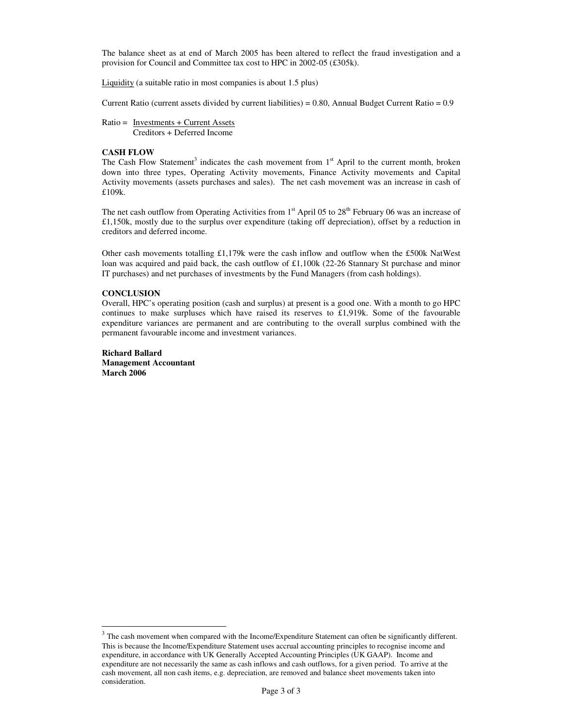The balance sheet as at end of March 2005 has been altered to reflect the fraud investigation and a provision for Council and Committee tax cost to HPC in 2002-05 (£305k).

Liquidity (a suitable ratio in most companies is about 1.5 plus)

Current Ratio (current assets divided by current liabilities) = 0.80, Annual Budget Current Ratio = 0.9

$$\text{Ratio} = \frac{\text{Investments + Current Assets}}{\text{Creditors + Deferred Income}}$$

**CASH FLOW**

The Cash Flow Statement[3] indicates the cash movement from 1st April to the current month, broken down into three types, Operating Activity movements, Finance Activity movements and Capital Activity movements (assets purchases and sales). The net cash movement was an increase in cash of £109k.

The net cash outflow from Operating Activities from 1st April 05 to 28th February 06 was an increase of £1,150k, mostly due to the surplus over expenditure (taking off depreciation), offset by a reduction in creditors and deferred income.

Other cash movements totalling £1,179k were the cash inflow and outflow when the £500k NatWest loan was acquired and paid back, the cash outflow of £1,100k (22-26 Stannary St purchase and minor IT purchases) and net purchases of investments by the Fund Managers (from cash holdings).

**CONCLUSION**

Overall, HPC's operating position (cash and surplus) at present is a good one. With a month to go HPC continues to make surpluses which have raised its reserves to £1,919k. Some of the favourable expenditure variances are permanent and are contributing to the overall surplus combined with the permanent favourable income and investment variances.

**Richard Ballard**
**Management Accountant**
**March 2006**

[3] The cash movement when compared with the Income/Expenditure Statement can often be significantly different. This is because the Income/Expenditure Statement uses accrual accounting principles to recognise income and expenditure, in accordance with UK Generally Accepted Accounting Principles (UK GAAP). Income and expenditure are not necessarily the same as cash inflows and cash outflows, for a given period. To arrive at the cash movement, all non cash items, e.g. depreciation, are removed and balance sheet movements taken into consideration.